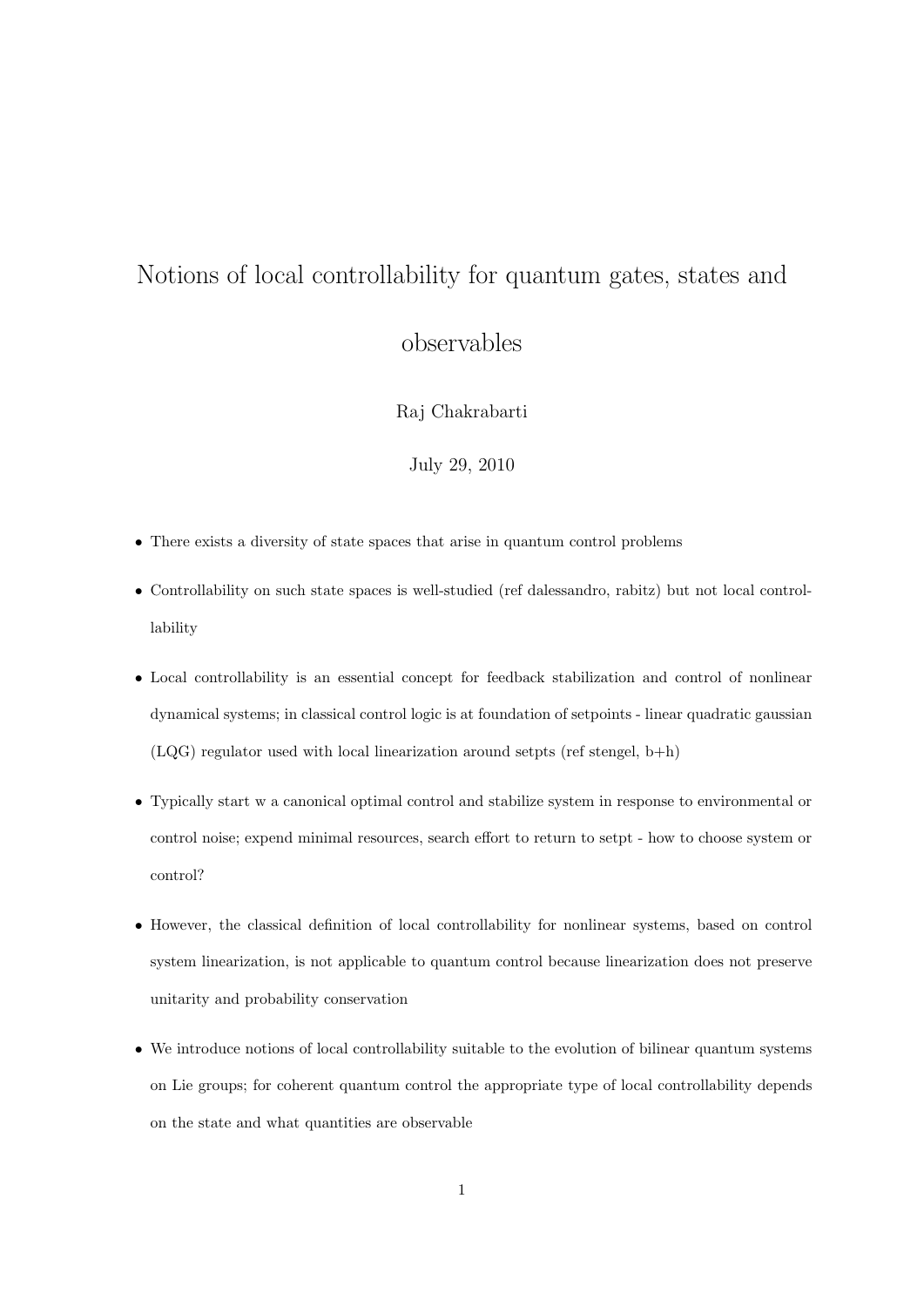# Notions of local controllability for quantum gates, states and observables

Raj Chakrabarti

July 29, 2010

- There exists a diversity of state spaces that arise in quantum control problems
- Controllability on such state spaces is well-studied (ref dalessandro, rabitz) but not local controllability
- Local controllability is an essential concept for feedback stabilization and control of nonlinear dynamical systems; in classical control logic is at foundation of setpoints - linear quadratic gaussian (LQG) regulator used with local linearization around setpts (ref stengel, b+h)
- Typically start w a canonical optimal control and stabilize system in response to environmental or control noise; expend minimal resources, search effort to return to setpt - how to choose system or control?
- However, the classical definition of local controllability for nonlinear systems, based on control system linearization, is not applicable to quantum control because linearization does not preserve unitarity and probability conservation
- We introduce notions of local controllability suitable to the evolution of bilinear quantum systems on Lie groups; for coherent quantum control the appropriate type of local controllability depends on the state and what quantities are observable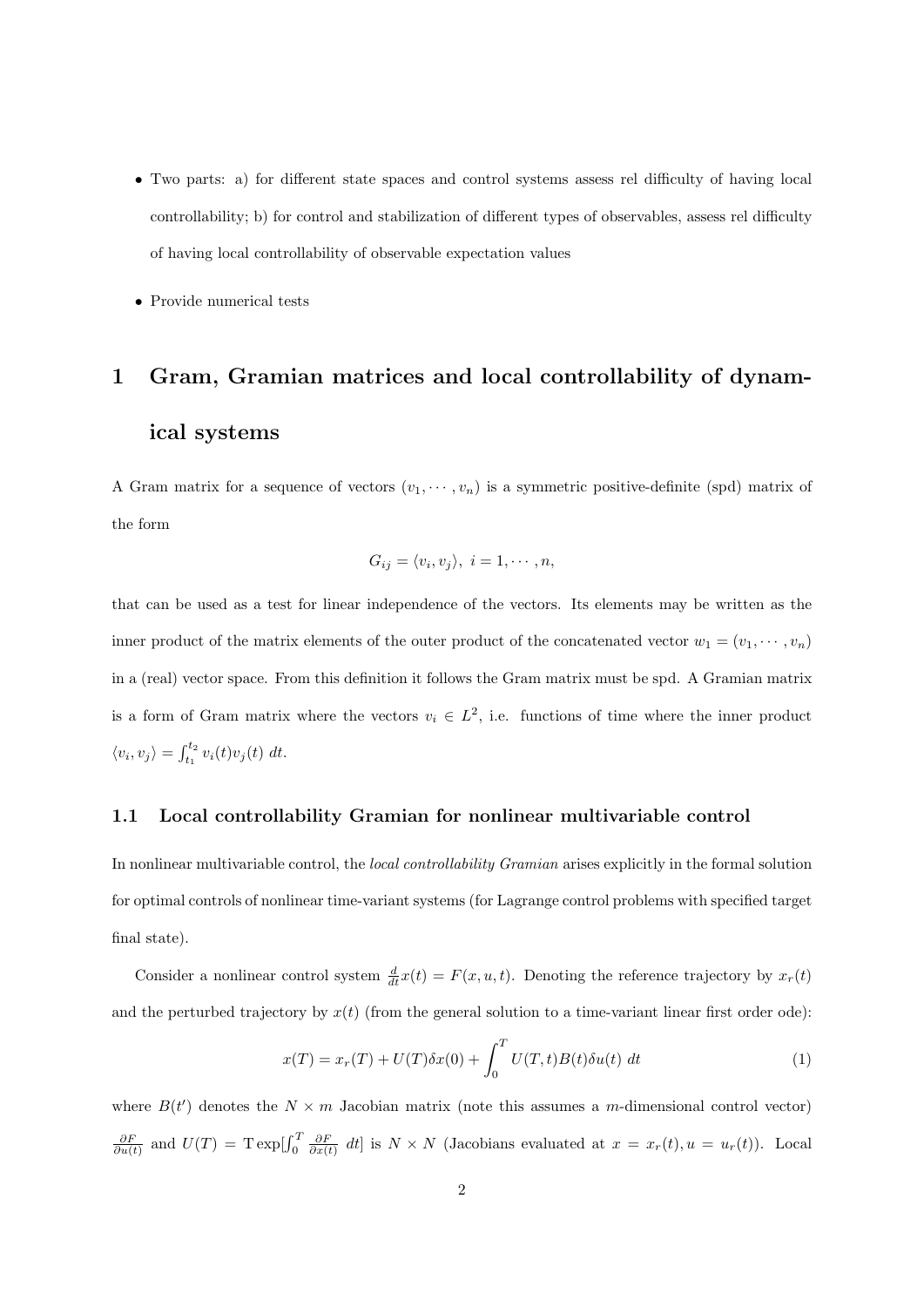- Two parts: a) for different state spaces and control systems assess rel difficulty of having local controllability; b) for control and stabilization of different types of observables, assess rel difficulty of having local controllability of observable expectation values
- Provide numerical tests

# 1 Gram, Gramian matrices and local controllability of dynamical systems

A Gram matrix for a sequence of vectors $(v_1, \cdots, v_n)$ is a symmetric positive-definite (spd) matrix of the form

$$G_{ij} = \langle v_i, v_j \rangle, \; i = 1, \cdots, n,$$

that can be used as a test for linear independence of the vectors. Its elements may be written as the inner product of the matrix elements of the outer product of the concatenated vector $w_1 = (v_1, \cdots, v_n)$ in a (real) vector space. From this definition it follows the Gram matrix must be spd. A Gramian matrix is a form of Gram matrix where the vectors $v_i \in L^2$, i.e. functions of time where the inner product $\langle v_i, v_j \rangle = \int_{t_1}^{t_2} v_i(t) v_j(t) \; dt$.

## 1.1 Local controllability Gramian for nonlinear multivariable control

In nonlinear multivariable control, the *local controllability Gramian* arises explicitly in the formal solution for optimal controls of nonlinear time-variant systems (for Lagrange control problems with specified target final state).

Consider a nonlinear control system $\frac{d}{dt}x(t) = F(x, u, t)$. Denoting the reference trajectory by $x_r(t)$ and the perturbed trajectory by $x(t)$ (from the general solution to a time-variant linear first order ode):

$$x(T) = x_r(T) + U(T)\delta x(0) + \int_0^T U(T, t)B(t)\delta u(t) \; dt \tag{1}$$

where $B(t')$ denotes the $N \times m$ Jacobian matrix (note this assumes a $m$-dimensional control vector) $\frac{\partial F}{\partial u(t)}$ and $U(T) = \mathrm{T}\exp[\int_0^T \frac{\partial F}{\partial x(t)} \; dt]$ is $N \times N$ (Jacobians evaluated at $x = x_r(t), u = u_r(t)$). Local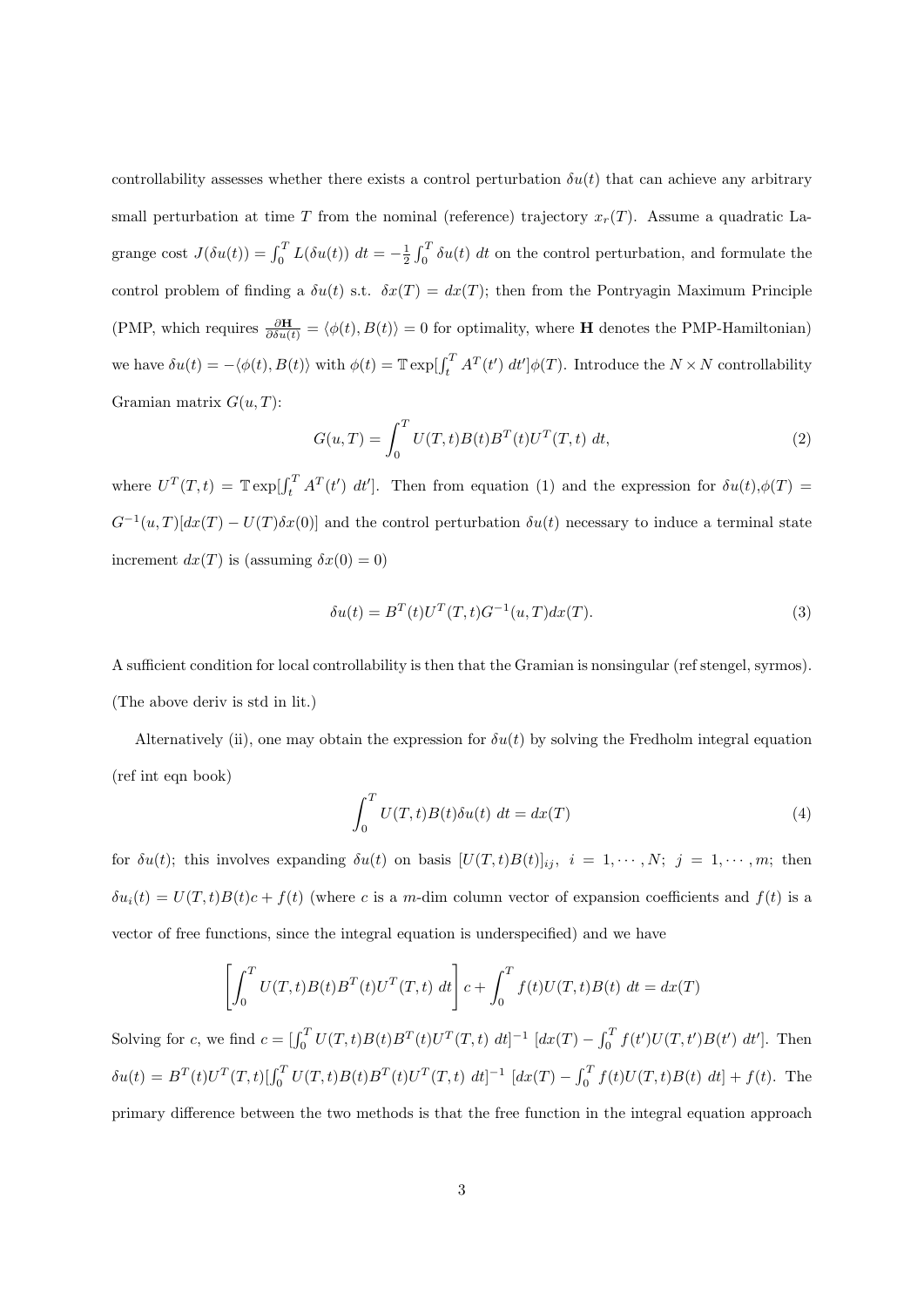controllability assesses whether there exists a control perturbation $\delta u(t)$ that can achieve any arbitrary small perturbation at time $T$ from the nominal (reference) trajectory $x_r(T)$. Assume a quadratic Lagrange cost $J(\delta u(t)) = \int_0^T L(\delta u(t))\ dt = -\frac{1}{2}\int_0^T \delta u(t)\ dt$ on the control perturbation, and formulate the control problem of finding a $\delta u(t)$ s.t. $\delta x(T) = dx(T)$; then from the Pontryagin Maximum Principle (PMP, which requires $\frac{\partial \mathbf{H}}{\partial \delta u(t)} = \langle \phi(t), B(t) \rangle = 0$ for optimality, where $\mathbf{H}$ denotes the PMP-Hamiltonian) we have $\delta u(t) = -\langle \phi(t), B(t) \rangle$ with $\phi(t) = \mathbb{T}\exp[\int_t^T A^T(t')\ dt']\phi(T)$. Introduce the $N \times N$ controllability Gramian matrix $G(u,T)$:

$$G(u,T) = \int_0^T U(T,t)B(t)B^T(t)U^T(T,t)\ dt, \tag{2}$$

where $U^T(T,t) = \mathbb{T}\exp[\int_t^T A^T(t')\ dt']$. Then from equation (1) and the expression for $\delta u(t)$,$\phi(T) = G^{-1}(u,T)[dx(T) - U(T)\delta x(0)]$ and the control perturbation $\delta u(t)$ necessary to induce a terminal state increment $dx(T)$ is (assuming $\delta x(0) = 0$)

$$\delta u(t) = B^T(t)U^T(T,t)G^{-1}(u,T)dx(T). \tag{3}$$

A sufficient condition for local controllability is then that the Gramian is nonsingular (ref stengel, syrmos). (The above deriv is std in lit.)

Alternatively (ii), one may obtain the expression for $\delta u(t)$ by solving the Fredholm integral equation (ref int eqn book)

$$\int_0^T U(T,t)B(t)\delta u(t)\ dt = dx(T) \tag{4}$$

for $\delta u(t)$; this involves expanding $\delta u(t)$ on basis $[U(T,t)B(t)]_{ij},\ i = 1,\cdots,N;\ j = 1,\cdots,m;$ then $\delta u_i(t) = U(T,t)B(t)c + f(t)$ (where $c$ is a $m$-dim column vector of expansion coefficients and $f(t)$ is a vector of free functions, since the integral equation is underspecified) and we have

$$\left[\int_0^T U(T,t)B(t)B^T(t)U^T(T,t)\ dt\right]c + \int_0^T f(t)U(T,t)B(t)\ dt = dx(T)$$

Solving for $c$, we find $c = [\int_0^T U(T,t)B(t)B^T(t)U^T(T,t)\ dt]^{-1}\ [dx(T) - \int_0^T f(t')U(T,t')B(t')\ dt']$. Then $\delta u(t) = B^T(t)U^T(T,t)[\int_0^T U(T,t)B(t)B^T(t)U^T(T,t)\ dt]^{-1}\ [dx(T) - \int_0^T f(t)U(T,t)B(t)\ dt] + f(t)$. The primary difference between the two methods is that the free function in the integral equation approach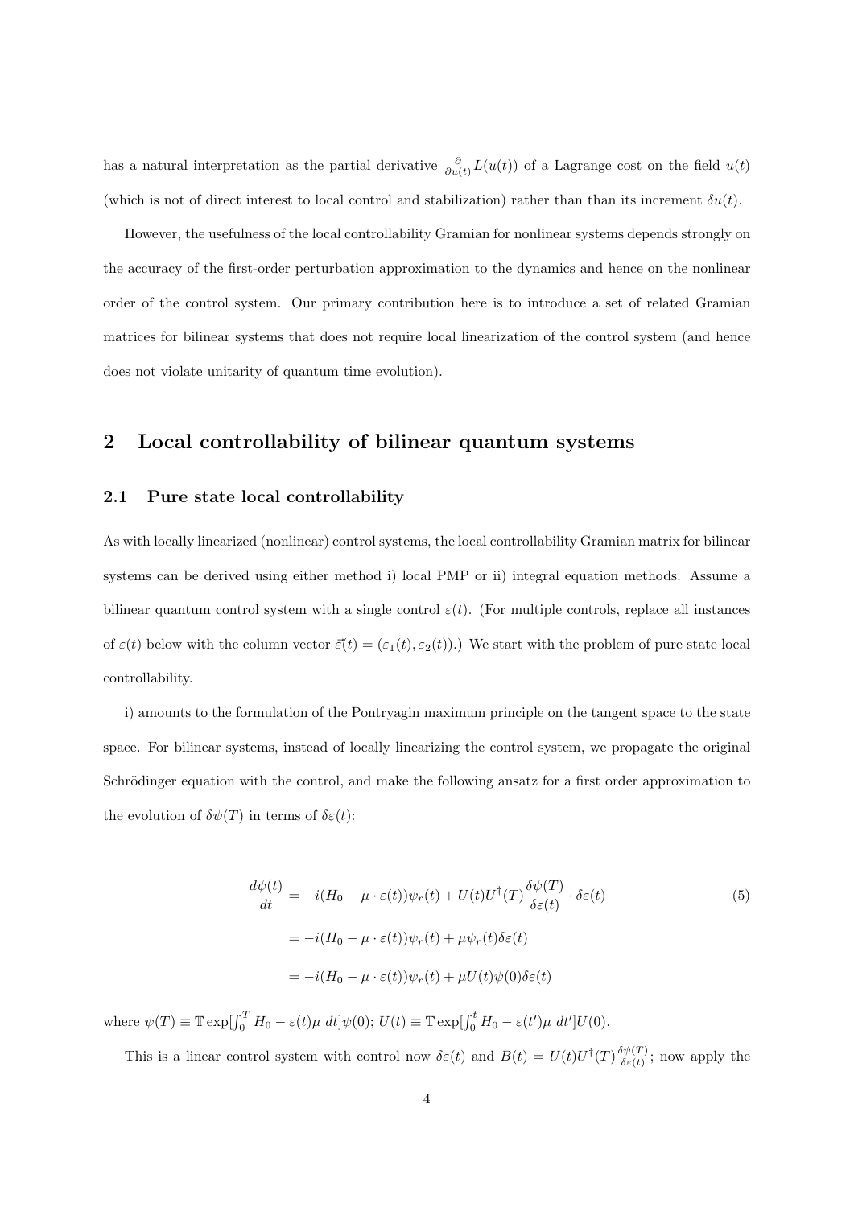has a natural interpretation as the partial derivative $\frac{\partial}{\partial u(t)}L(u(t))$ of a Lagrange cost on the field $u(t)$ (which is not of direct interest to local control and stabilization) rather than than its increment $\delta u(t)$.

However, the usefulness of the local controllability Gramian for nonlinear systems depends strongly on the accuracy of the first-order perturbation approximation to the dynamics and hence on the nonlinear order of the control system. Our primary contribution here is to introduce a set of related Gramian matrices for bilinear systems that does not require local linearization of the control system (and hence does not violate unitarity of quantum time evolution).

## 2 Local controllability of bilinear quantum systems

### 2.1 Pure state local controllability

As with locally linearized (nonlinear) control systems, the local controllability Gramian matrix for bilinear systems can be derived using either method i) local PMP or ii) integral equation methods. Assume a bilinear quantum control system with a single control $\varepsilon(t)$. (For multiple controls, replace all instances of $\varepsilon(t)$ below with the column vector $\vec{\varepsilon}(t) = (\varepsilon_1(t), \varepsilon_2(t))$.) We start with the problem of pure state local controllability.

i) amounts to the formulation of the Pontryagin maximum principle on the tangent space to the state space. For bilinear systems, instead of locally linearizing the control system, we propagate the original Schrödinger equation with the control, and make the following ansatz for a first order approximation to the evolution of $\delta\psi(T)$ in terms of $\delta\varepsilon(t)$:

$$
\begin{aligned}
\frac{d\psi(t)}{dt} &= -i(H_0 - \mu \cdot \varepsilon(t))\psi_r(t) + U(t)U^\dagger(T)\frac{\delta\psi(T)}{\delta\varepsilon(t)} \cdot \delta\varepsilon(t) \\
&= -i(H_0 - \mu \cdot \varepsilon(t))\psi_r(t) + \mu\psi_r(t)\delta\varepsilon(t) \\
&= -i(H_0 - \mu \cdot \varepsilon(t))\psi_r(t) + \mu U(t)\psi(0)\delta\varepsilon(t)
\end{aligned}
\tag{5}
$$

where $\psi(T) \equiv \mathbb{T}\exp[\int_0^T H_0 - \varepsilon(t)\mu \; dt]\psi(0)$; $U(t) \equiv \mathbb{T}\exp[\int_0^t H_0 - \varepsilon(t')\mu \; dt']U(0)$.

This is a linear control system with control now $\delta\varepsilon(t)$ and $B(t) = U(t)U^\dagger(T)\frac{\delta\psi(T)}{\delta\varepsilon(t)}$; now apply the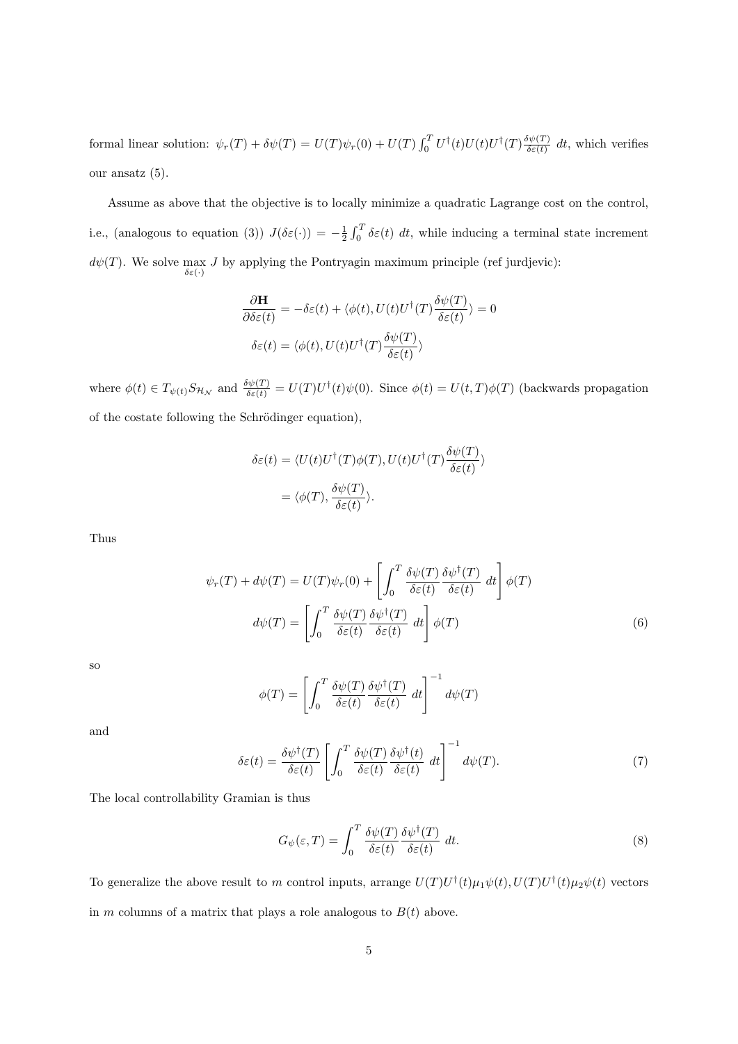formal linear solution: $\psi_r(T) + \delta\psi(T) = U(T)\psi_r(0) + U(T)\int_0^T U^\dagger(t)U(t)U^\dagger(T)\frac{\delta\psi(T)}{\delta\varepsilon(t)}\, dt$, which verifies our ansatz (5).

Assume as above that the objective is to locally minimize a quadratic Lagrange cost on the control, i.e., (analogous to equation (3)) $J(\delta\varepsilon(\cdot)) = -\frac{1}{2}\int_0^T \delta\varepsilon(t)\, dt$, while inducing a terminal state increment $d\psi(T)$. We solve $\max_{\delta\varepsilon(\cdot)} J$ by applying the Pontryagin maximum principle (ref jurdjevic):

$$\frac{\partial \mathbf{H}}{\partial \delta\varepsilon(t)} = -\delta\varepsilon(t) + \langle \phi(t), U(t)U^\dagger(T)\frac{\delta\psi(T)}{\delta\varepsilon(t)}\rangle = 0$$

$$\delta\varepsilon(t) = \langle \phi(t), U(t)U^\dagger(T)\frac{\delta\psi(T)}{\delta\varepsilon(t)}\rangle$$

where $\phi(t) \in T_{\psi(t)}S_{\mathcal{H}_\mathcal{N}}$ and $\frac{\delta\psi(T)}{\delta\varepsilon(t)} = U(T)U^\dagger(t)\psi(0)$. Since $\phi(t) = U(t,T)\phi(T)$ (backwards propagation of the costate following the Schrödinger equation),

$$\begin{aligned}\delta\varepsilon(t) &= \langle U(t)U^\dagger(T)\phi(T), U(t)U^\dagger(T)\frac{\delta\psi(T)}{\delta\varepsilon(t)}\rangle \\ &= \langle \phi(T), \frac{\delta\psi(T)}{\delta\varepsilon(t)}\rangle.\end{aligned}$$

Thus

$$\psi_r(T) + d\psi(T) = U(T)\psi_r(0) + \left[\int_0^T \frac{\delta\psi(T)}{\delta\varepsilon(t)}\frac{\delta\psi^\dagger(T)}{\delta\varepsilon(t)}\, dt\right]\phi(T)$$

$$d\psi(T) = \left[\int_0^T \frac{\delta\psi(T)}{\delta\varepsilon(t)}\frac{\delta\psi^\dagger(T)}{\delta\varepsilon(t)}\, dt\right]\phi(T) \tag{6}$$

so

$$\phi(T) = \left[\int_0^T \frac{\delta\psi(T)}{\delta\varepsilon(t)}\frac{\delta\psi^\dagger(T)}{\delta\varepsilon(t)}\, dt\right]^{-1} d\psi(T)$$

and

$$\delta\varepsilon(t) = \frac{\delta\psi^\dagger(T)}{\delta\varepsilon(t)}\left[\int_0^T \frac{\delta\psi(T)}{\delta\varepsilon(t)}\frac{\delta\psi^\dagger(t)}{\delta\varepsilon(t)}\, dt\right]^{-1} d\psi(T). \tag{7}$$

The local controllability Gramian is thus

$$G_\psi(\varepsilon, T) = \int_0^T \frac{\delta\psi(T)}{\delta\varepsilon(t)}\frac{\delta\psi^\dagger(T)}{\delta\varepsilon(t)}\, dt. \tag{8}$$

To generalize the above result to $m$ control inputs, arrange $U(T)U^\dagger(t)\mu_1\psi(t), U(T)U^\dagger(t)\mu_2\psi(t)$ vectors in $m$ columns of a matrix that plays a role analogous to $B(t)$ above.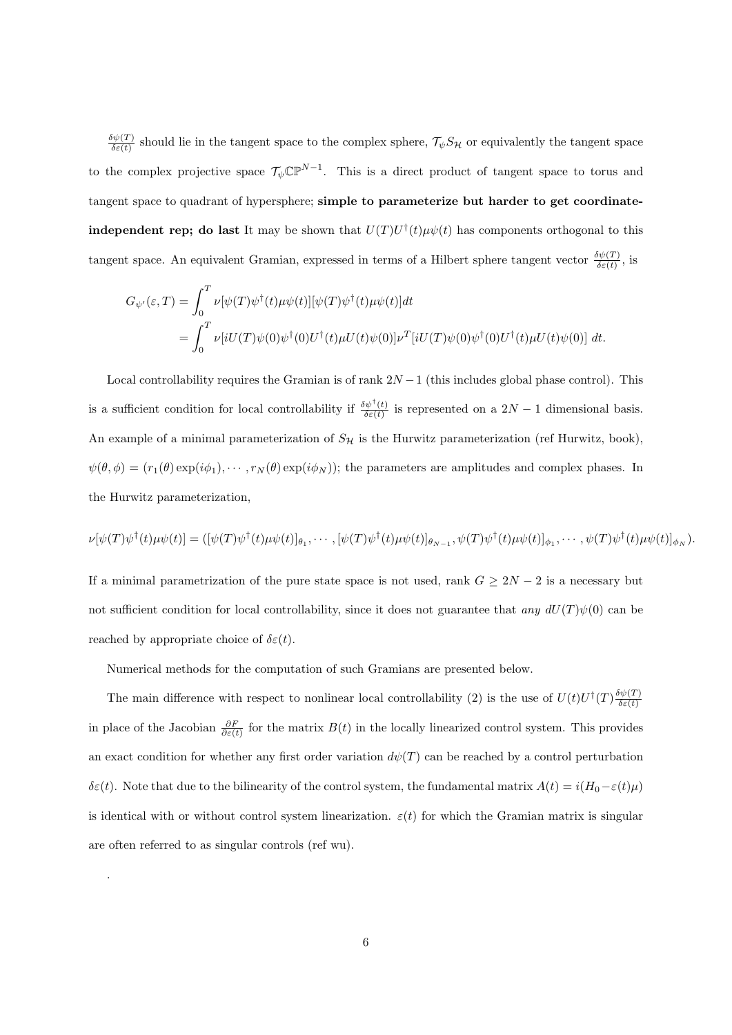$\frac{\delta\psi(T)}{\delta\varepsilon(t)}$ should lie in the tangent space to the complex sphere, $\mathcal{T}_\psi S_\mathcal{H}$ or equivalently the tangent space to the complex projective space $\mathcal{T}_\psi \mathbb{CP}^{N-1}$. This is a direct product of tangent space to torus and tangent space to quadrant of hypersphere; **simple to parameterize but harder to get coordinate-independent rep; do last** It may be shown that $U(T)U^\dagger(t)\mu\psi(t)$ has components orthogonal to this tangent space. An equivalent Gramian, expressed in terms of a Hilbert sphere tangent vector $\frac{\delta\psi(T)}{\delta\varepsilon(t)}$, is

$$
\begin{aligned}
G_{\psi'}(\varepsilon, T) &= \int_0^T \nu[\psi(T)\psi^\dagger(t)\mu\psi(t)][\psi(T)\psi^\dagger(t)\mu\psi(t)]dt \\
&= \int_0^T \nu[iU(T)\psi(0)\psi^\dagger(0)U^\dagger(t)\mu U(t)\psi(0)]\nu^T[iU(T)\psi(0)\psi^\dagger(0)U^\dagger(t)\mu U(t)\psi(0)]\; dt.
\end{aligned}
$$

Local controllability requires the Gramian is of rank $2N-1$ (this includes global phase control). This is a sufficient condition for local controllability if $\frac{\delta\psi^\dagger(t)}{\delta\varepsilon(t)}$ is represented on a $2N-1$ dimensional basis. An example of a minimal parameterization of $S_\mathcal{H}$ is the Hurwitz parameterization (ref Hurwitz, book), $\psi(\theta, \phi) = (r_1(\theta)\exp(i\phi_1), \cdots, r_N(\theta)\exp(i\phi_N))$; the parameters are amplitudes and complex phases. In the Hurwitz parameterization,

$$
\nu[\psi(T)\psi^\dagger(t)\mu\psi(t)] = ([\psi(T)\psi^\dagger(t)\mu\psi(t)]_{\theta_1}, \cdots, [\psi(T)\psi^\dagger(t)\mu\psi(t)]_{\theta_{N-1}}, \psi(T)\psi^\dagger(t)\mu\psi(t)]_{\phi_1}, \cdots, \psi(T)\psi^\dagger(t)\mu\psi(t)]_{\phi_N}).
$$

If a minimal parametrization of the pure state space is not used, rank $G \geq 2N-2$ is a necessary but not sufficient condition for local controllability, since it does not guarantee that *any* $dU(T)\psi(0)$ can be reached by appropriate choice of $\delta\varepsilon(t)$.

Numerical methods for the computation of such Gramians are presented below.

The main difference with respect to nonlinear local controllability (2) is the use of $U(t)U^\dagger(T)\frac{\delta\psi(T)}{\delta\varepsilon(t)}$ in place of the Jacobian $\frac{\partial F}{\partial\varepsilon(t)}$ for the matrix $B(t)$ in the locally linearized control system. This provides an exact condition for whether any first order variation $d\psi(T)$ can be reached by a control perturbation $\delta\varepsilon(t)$. Note that due to the bilinearity of the control system, the fundamental matrix $A(t) = i(H_0 - \varepsilon(t)\mu)$ is identical with or without control system linearization. $\varepsilon(t)$ for which the Gramian matrix is singular are often referred to as singular controls (ref wu).

.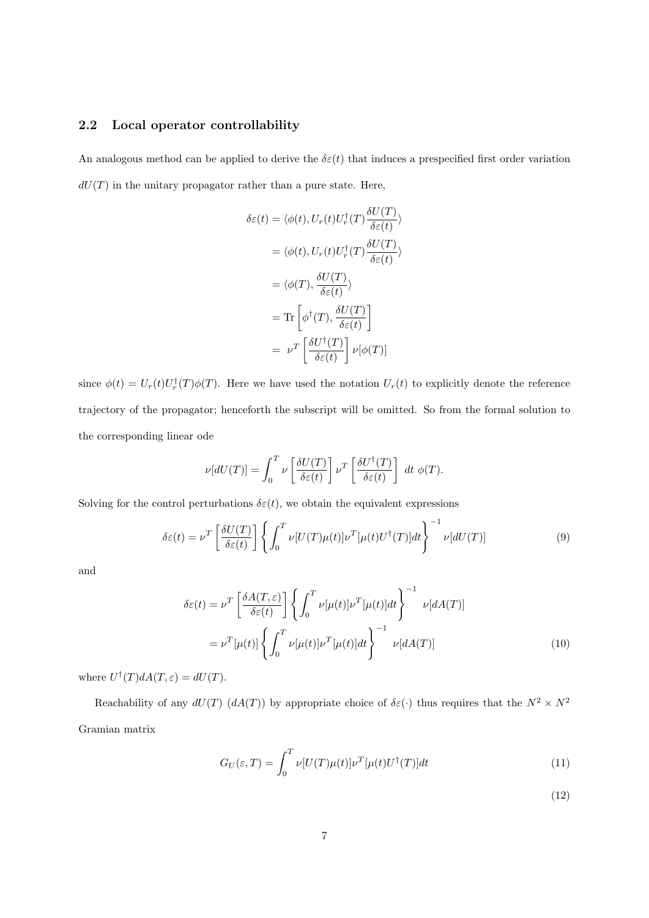### 2.2 Local operator controllability

An analogous method can be applied to derive the $\delta\varepsilon(t)$ that induces a prespecified first order variation $dU(T)$ in the unitary propagator rather than a pure state. Here,

$$
\begin{aligned}
\delta\varepsilon(t) &= \langle \phi(t), U_r(t)U_r^\dagger(T)\frac{\delta U(T)}{\delta\varepsilon(t)}\rangle \\
&= \langle \phi(t), U_r(t)U_r^\dagger(T)\frac{\delta U(T)}{\delta\varepsilon(t)}\rangle \\
&= \langle \phi(T), \frac{\delta U(T)}{\delta\varepsilon(t)}\rangle \\
&= \mathrm{Tr}\left[\phi^\dagger(T), \frac{\delta U(T)}{\delta\varepsilon(t)}\right] \\
&= \ \nu^T\left[\frac{\delta U^\dagger(T)}{\delta\varepsilon(t)}\right]\nu[\phi(T)]
\end{aligned}
$$

since $\phi(t) = U_r(t)U_r^\dagger(T)\phi(T)$. Here we have used the notation $U_r(t)$ to explicitly denote the reference trajectory of the propagator; henceforth the subscript will be omitted. So from the formal solution to the corresponding linear ode

$$
\nu[dU(T)] = \int_0^T \nu\left[\frac{\delta U(T)}{\delta\varepsilon(t)}\right]\nu^T\left[\frac{\delta U^\dagger(T)}{\delta\varepsilon(t)}\right]\ dt\ \phi(T).
$$

Solving for the control perturbations $\delta\varepsilon(t)$, we obtain the equivalent expressions

$$
\delta\varepsilon(t) = \nu^T\left[\frac{\delta U(T)}{\delta\varepsilon(t)}\right]\left\{\int_0^T \nu[U(T)\mu(t)]\nu^T[\mu(t)U^\dagger(T)]dt\right\}^{-1}\nu[dU(T)] \tag{9}
$$

and

$$
\begin{aligned}
\delta\varepsilon(t) &= \nu^T\left[\frac{\delta A(T,\varepsilon)}{\delta\varepsilon(t)}\right]\left\{\int_0^T \nu[\mu(t)]\nu^T[\mu(t)]dt\right\}^{-1}\nu[dA(T)] \\
&= \nu^T[\mu(t)]\left\{\int_0^T \nu[\mu(t)]\nu^T[\mu(t)]dt\right\}^{-1}\nu[dA(T)]
\end{aligned} \tag{10}
$$

where $U^\dagger(T)dA(T,\varepsilon) = dU(T)$.

Reachability of any $dU(T)$ ($dA(T)$) by appropriate choice of $\delta\varepsilon(\cdot)$ thus requires that the $N^2 \times N^2$ Gramian matrix

$$
G_U(\varepsilon, T) = \int_0^T \nu[U(T)\mu(t)]\nu^T[\mu(t)U^\dagger(T)]dt \tag{11}
$$

$$
\tag{12}
$$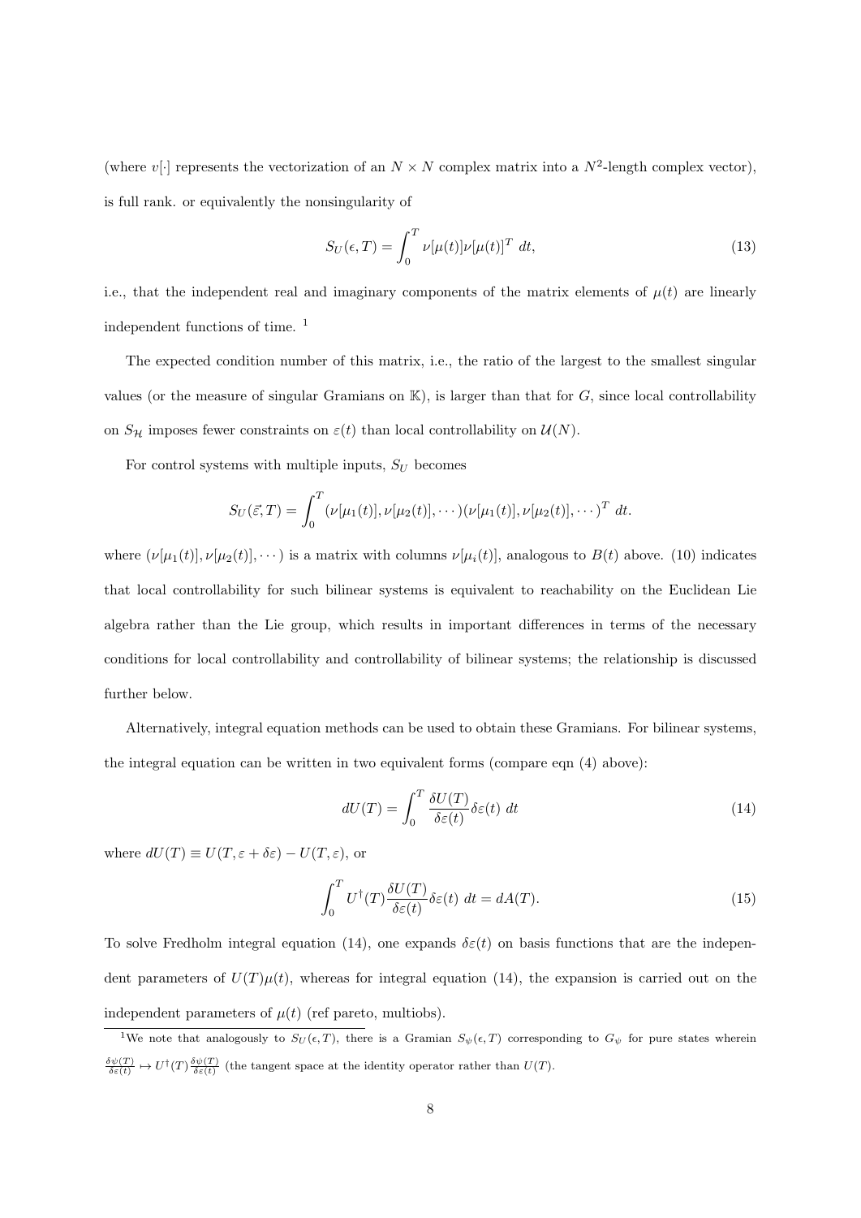(where $v[\cdot]$ represents the vectorization of an $N \times N$ complex matrix into a $N^2$-length complex vector), is full rank. or equivalently the nonsingularity of

$$S_U(\epsilon, T) = \int_0^T \nu[\mu(t)]\nu[\mu(t)]^T \; dt, \tag{13}$$

i.e., that the independent real and imaginary components of the matrix elements of $\mu(t)$ are linearly independent functions of time. [1]

The expected condition number of this matrix, i.e., the ratio of the largest to the smallest singular values (or the measure of singular Gramians on $\mathbb{K}$), is larger than that for $G$, since local controllability on $S_{\mathcal{H}}$ imposes fewer constraints on $\varepsilon(t)$ than local controllability on $\mathcal{U}(N)$.

For control systems with multiple inputs, $S_U$ becomes

$$S_U(\vec{\varepsilon}, T) = \int_0^T (\nu[\mu_1(t)], \nu[\mu_2(t)], \cdots)(\nu[\mu_1(t)], \nu[\mu_2(t)], \cdots)^T \; dt.$$

where $(\nu[\mu_1(t)], \nu[\mu_2(t)], \cdots)$ is a matrix with columns $\nu[\mu_i(t)]$, analogous to $B(t)$ above. (10) indicates that local controllability for such bilinear systems is equivalent to reachability on the Euclidean Lie algebra rather than the Lie group, which results in important differences in terms of the necessary conditions for local controllability and controllability of bilinear systems; the relationship is discussed further below.

Alternatively, integral equation methods can be used to obtain these Gramians. For bilinear systems, the integral equation can be written in two equivalent forms (compare eqn (4) above):

$$dU(T) = \int_0^T \frac{\delta U(T)}{\delta \varepsilon(t)} \delta\varepsilon(t) \; dt \tag{14}$$

where $dU(T) \equiv U(T, \varepsilon + \delta\varepsilon) - U(T, \varepsilon)$, or

$$\int_0^T U^\dagger(T) \frac{\delta U(T)}{\delta \varepsilon(t)} \delta\varepsilon(t) \; dt = dA(T). \tag{15}$$

To solve Fredholm integral equation (14), one expands $\delta\varepsilon(t)$ on basis functions that are the independent parameters of $U(T)\mu(t)$, whereas for integral equation (14), the expansion is carried out on the independent parameters of $\mu(t)$ (ref pareto, multiobs).

---

[1] We note that analogously to $S_U(\epsilon, T)$, there is a Gramian $S_\psi(\epsilon, T)$ corresponding to $G_\psi$ for pure states wherein $\frac{\delta\psi(T)}{\delta\varepsilon(t)} \mapsto U^\dagger(T)\frac{\delta\psi(T)}{\delta\varepsilon(t)}$ (the tangent space at the identity operator rather than $U(T)$.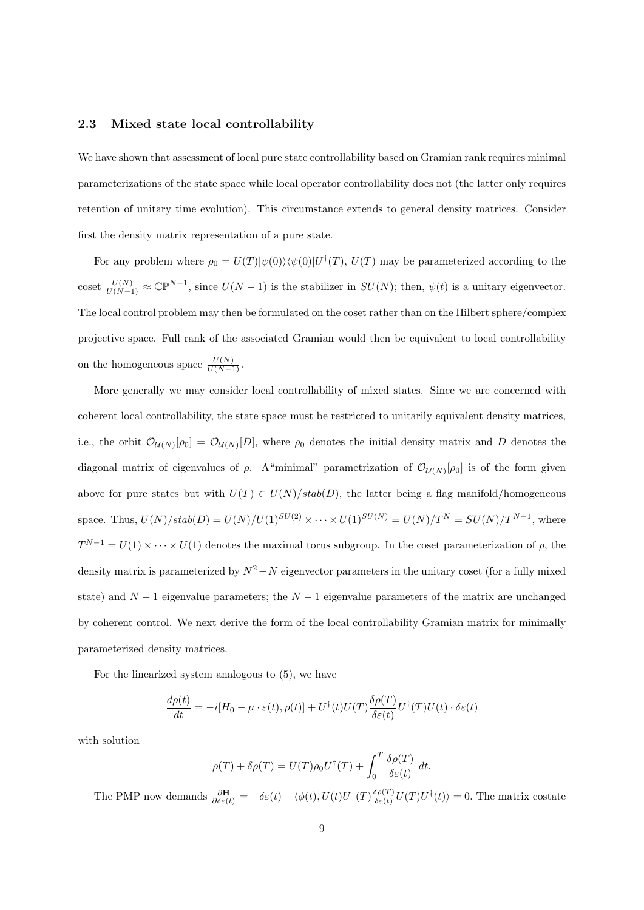### 2.3 Mixed state local controllability

We have shown that assessment of local pure state controllability based on Gramian rank requires minimal parameterizations of the state space while local operator controllability does not (the latter only requires retention of unitary time evolution). This circumstance extends to general density matrices. Consider first the density matrix representation of a pure state.

For any problem where $\rho_0 = U(T)|\psi(0)\rangle\langle\psi(0)|U^\dagger(T)$, $U(T)$ may be parameterized according to the coset $\frac{U(N)}{U(N-1)} \approx \mathbb{CP}^{N-1}$, since $U(N-1)$ is the stabilizer in $SU(N)$; then, $\psi(t)$ is a unitary eigenvector. The local control problem may then be formulated on the coset rather than on the Hilbert sphere/complex projective space. Full rank of the associated Gramian would then be equivalent to local controllability on the homogeneous space $\frac{U(N)}{U(N-1)}$.

More generally we may consider local controllability of mixed states. Since we are concerned with coherent local controllability, the state space must be restricted to unitarily equivalent density matrices, i.e., the orbit $\mathcal{O}_{\mathcal{U}(N)}[\rho_0] = \mathcal{O}_{\mathcal{U}(N)}[D]$, where $\rho_0$ denotes the initial density matrix and $D$ denotes the diagonal matrix of eigenvalues of $\rho$. A "minimal" parametrization of $\mathcal{O}_{\mathcal{U}(N)}[\rho_0]$ is of the form given above for pure states but with $U(T) \in U(N)/stab(D)$, the latter being a flag manifold/homogeneous space. Thus, $U(N)/stab(D) = U(N)/U(1)^{SU(2)} \times \cdots \times U(1)^{SU(N)} = U(N)/T^N = SU(N)/T^{N-1}$, where $T^{N-1} = U(1) \times \cdots \times U(1)$ denotes the maximal torus subgroup. In the coset parameterization of $\rho$, the density matrix is parameterized by $N^2 - N$ eigenvector parameters in the unitary coset (for a fully mixed state) and $N-1$ eigenvalue parameters; the $N-1$ eigenvalue parameters of the matrix are unchanged by coherent control. We next derive the form of the local controllability Gramian matrix for minimally parameterized density matrices.

For the linearized system analogous to (5), we have

$$\frac{d\rho(t)}{dt} = -i[H_0 - \mu \cdot \varepsilon(t), \rho(t)] + U^\dagger(t)U(T)\frac{\delta\rho(T)}{\delta\varepsilon(t)}U^\dagger(T)U(t) \cdot \delta\varepsilon(t)$$

with solution

$$\rho(T) + \delta\rho(T) = U(T)\rho_0 U^\dagger(T) + \int_0^T \frac{\delta\rho(T)}{\delta\varepsilon(t)}\ dt.$$

The PMP now demands $\frac{\partial \mathbf{H}}{\partial \delta\varepsilon(t)} = -\delta\varepsilon(t) + \langle\phi(t), U(t)U^\dagger(T)\frac{\delta\rho(T)}{\delta\varepsilon(t)}U(T)U^\dagger(t)\rangle = 0$. The matrix costate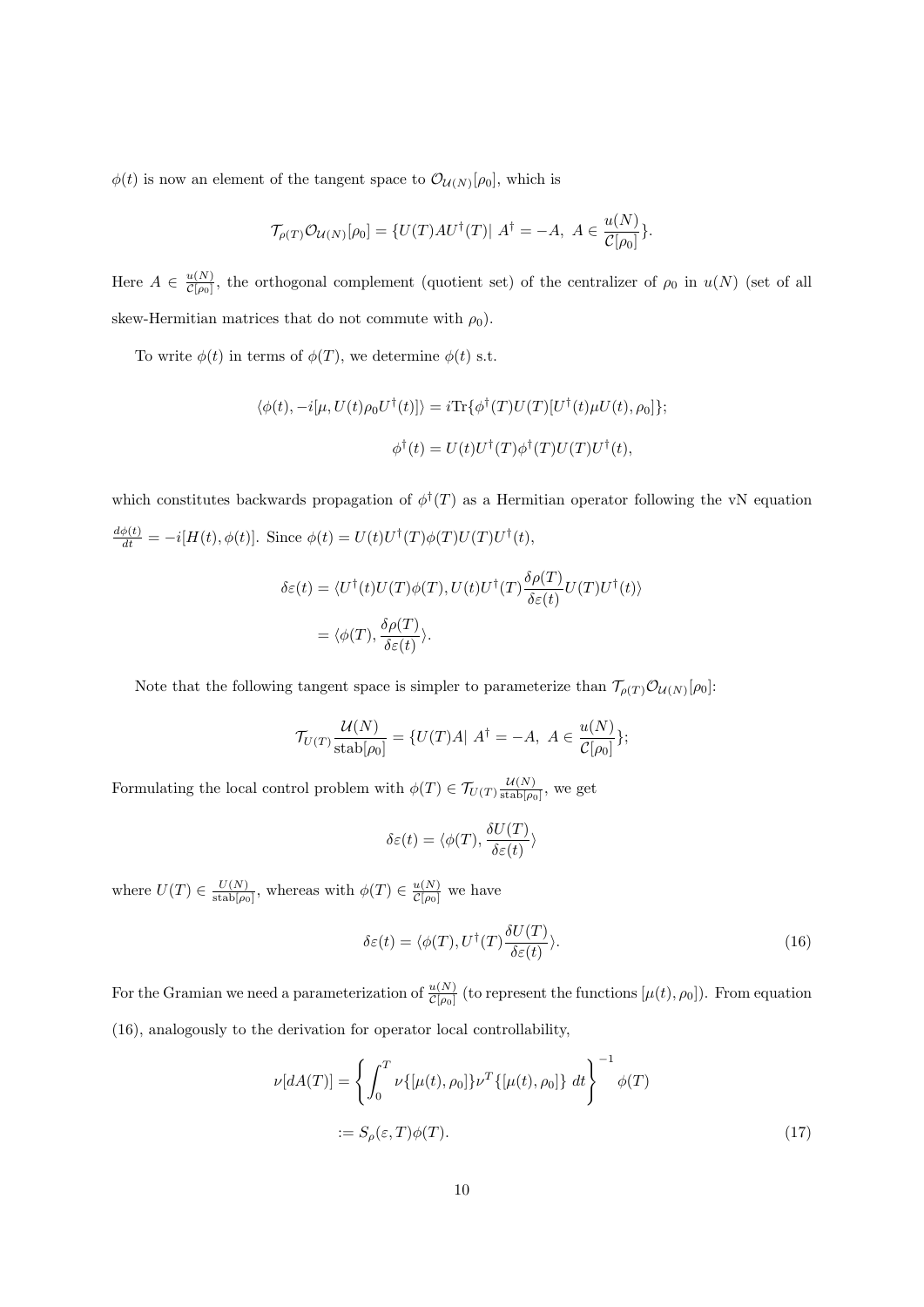$\phi(t)$ is now an element of the tangent space to $\mathcal{O}_{\mathcal{U}(N)}[\rho_0]$, which is

$$\mathcal{T}_{\rho(T)}\mathcal{O}_{\mathcal{U}(N)}[\rho_0] = \{U(T)AU^\dagger(T)|\ A^\dagger = -A,\ A \in \frac{u(N)}{\mathcal{C}[\rho_0]}\}.$$

Here $A \in \frac{u(N)}{\mathcal{C}[\rho_0]}$, the orthogonal complement (quotient set) of the centralizer of $\rho_0$ in $u(N)$ (set of all skew-Hermitian matrices that do not commute with $\rho_0$).

To write $\phi(t)$ in terms of $\phi(T)$, we determine $\phi(t)$ s.t.

$$\langle \phi(t), -i[\mu, U(t)\rho_0 U^\dagger(t)]\rangle = i\mathrm{Tr}\{\phi^\dagger(T)U(T)[U^\dagger(t)\mu U(t), \rho_0]\};$$

$$\phi^\dagger(t) = U(t)U^\dagger(T)\phi^\dagger(T)U(T)U^\dagger(t),$$

which constitutes backwards propagation of $\phi^\dagger(T)$ as a Hermitian operator following the vN equation $\frac{d\phi(t)}{dt} = -i[H(t), \phi(t)]$. Since $\phi(t) = U(t)U^\dagger(T)\phi(T)U(T)U^\dagger(t)$,

$$\begin{aligned}
\delta\varepsilon(t) &= \langle U^\dagger(t)U(T)\phi(T), U(t)U^\dagger(T)\frac{\delta\rho(T)}{\delta\varepsilon(t)}U(T)U^\dagger(t)\rangle \\
&= \langle \phi(T), \frac{\delta\rho(T)}{\delta\varepsilon(t)}\rangle.
\end{aligned}$$

Note that the following tangent space is simpler to parameterize than $\mathcal{T}_{\rho(T)}\mathcal{O}_{\mathcal{U}(N)}[\rho_0]$:

$$\mathcal{T}_{U(T)}\frac{\mathcal{U}(N)}{\mathrm{stab}[\rho_0]} = \{U(T)A|\ A^\dagger = -A,\ A \in \frac{u(N)}{\mathcal{C}[\rho_0]}\};$$

Formulating the local control problem with $\phi(T) \in \mathcal{T}_{U(T)}\frac{\mathcal{U}(N)}{\mathrm{stab}[\rho_0]}$, we get

$$\delta\varepsilon(t) = \langle \phi(T), \frac{\delta U(T)}{\delta\varepsilon(t)}\rangle$$

where $U(T) \in \frac{U(N)}{\mathrm{stab}[\rho_0]}$, whereas with $\phi(T) \in \frac{u(N)}{\mathcal{C}[\rho_0]}$ we have

$$\delta\varepsilon(t) = \langle \phi(T), U^\dagger(T)\frac{\delta U(T)}{\delta\varepsilon(t)}\rangle. \tag{16}$$

For the Gramian we need a parameterization of $\frac{u(N)}{\mathcal{C}[\rho_0]}$ (to represent the functions $[\mu(t), \rho_0]$). From equation (16), analogously to the derivation for operator local controllability,

$$\begin{aligned}
\nu[dA(T)] &= \left\{\int_0^T \nu\{[\mu(t), \rho_0]\}\nu^T\{[\mu(t), \rho_0]\}\ dt\right\}^{-1} \phi(T) \\
&:= S_\rho(\varepsilon, T)\phi(T).
\end{aligned} \tag{17}$$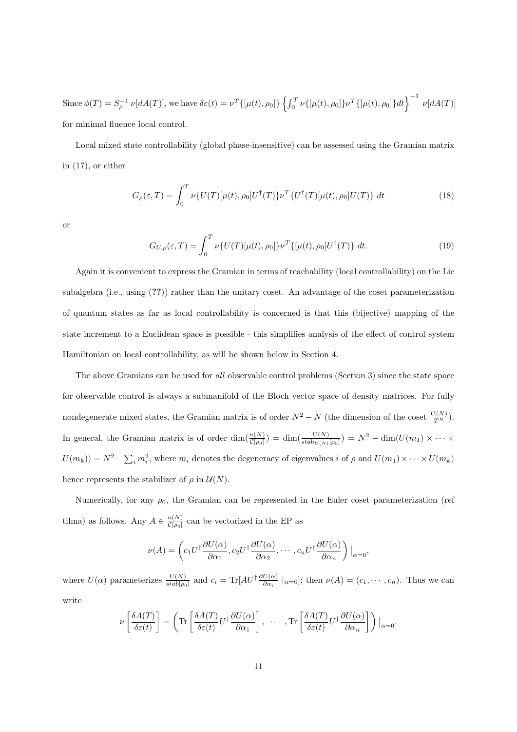Since $\phi(T) = S_\rho^{-1}\, \nu[dA(T)]$, we have $\delta\varepsilon(t) = \nu^T\{[\mu(t), \rho_0]\} \left\{ \int_0^T \nu\{[\mu(t), \rho_0]\}\nu^T\{[\mu(t), \rho_0]\} dt \right\}^{-1} \nu[dA(T)]$ for minimal fluence local control.

Local mixed state controllability (global phase-insensitive) can be assessed using the Gramian matrix in (17), or either

$$G_\rho(\varepsilon, T) = \int_0^T \nu\{U(T)[\mu(t), \rho_0]U^\dagger(T)\}\nu^T\{U^\dagger(T)[\mu(t), \rho_0]U(T)\}\; dt \tag{18}$$

or

$$G_{U,\rho}(\varepsilon, T) = \int_0^T \nu\{U(T)[\mu(t), \rho_0]\}\nu^T\{[\mu(t), \rho_0]U^\dagger(T)\}\; dt. \tag{19}$$

Again it is convenient to express the Gramian in terms of reachability (local controllability) on the Lie subalgebra (i.e., using (??)) rather than the unitary coset. An advantage of the coset parameterization of quantum states as far as local controllability is concerned is that this (bijective) mapping of the state increment to a Euclidean space is possible - this simplifies analysis of the effect of control system Hamiltonian on local controllability, as will be shown below in Section 4.

The above Gramians can be used for *all* observable control problems (Section 3) since the state space for observable control is always a submanifold of the Bloch vector space of density matrices. For fully nondegenerate mixed states, the Gramian matrix is of order $N^2 - N$ (the dimension of the coset $\frac{U(N)}{T^N}$). In general, the Gramian matrix is of order $\dim(\frac{u(N)}{\mathcal{C}[\rho_0]}) = \dim(\frac{U(N)}{\mathrm{stab}_{U(N)}[\rho_0]}) = N^2 - \dim(U(m_1) \times \cdots \times U(m_k)) = N^2 - \sum_i m_i^2$, where $m_i$ denotes the degeneracy of eigenvalues $i$ of $\rho$ and $U(m_1) \times \cdots \times U(m_k)$ hence represents the stabilizer of $\rho$ in $\mathcal{U}(N)$.

Numerically, for any $\rho_0$, the Gramian can be represented in the Euler coset parameterization (ref tilma) as follows. Any $A \in \frac{u(N)}{\mathcal{C}[\rho_0]}$ can be vectorized in the EP as

$$\nu(A) = \left( c_1 U^\dagger \frac{\partial U(\alpha)}{\partial \alpha_1}, c_2 U^\dagger \frac{\partial U(\alpha)}{\partial \alpha_2}, \cdots, c_n U^\dagger \frac{\partial U(\alpha)}{\partial \alpha_n} \right) |_{\alpha=0},$$

where $U(\alpha)$ parameterizes $\frac{U(N)}{stab[\rho_0]}$ and $c_i = \mathrm{Tr}[AU^\dagger \frac{\partial U(\alpha)}{\partial \alpha_i} \mid_{\alpha=0}]$; then $\nu(A) = (c_1, \cdots, c_n)$. Thus we can write

$$\nu\left[\frac{\delta A(T)}{\delta\varepsilon(t)}\right] = \left( \mathrm{Tr}\left[\frac{\delta A(T)}{\delta\varepsilon(t)} U^\dagger \frac{\partial U(\alpha)}{\partial \alpha_1}\right], \; \cdots, \mathrm{Tr}\left[\frac{\delta A(T)}{\delta\varepsilon(t)} U^\dagger \frac{\partial U(\alpha)}{\partial \alpha_n}\right] \right) |_{\alpha=0}.$$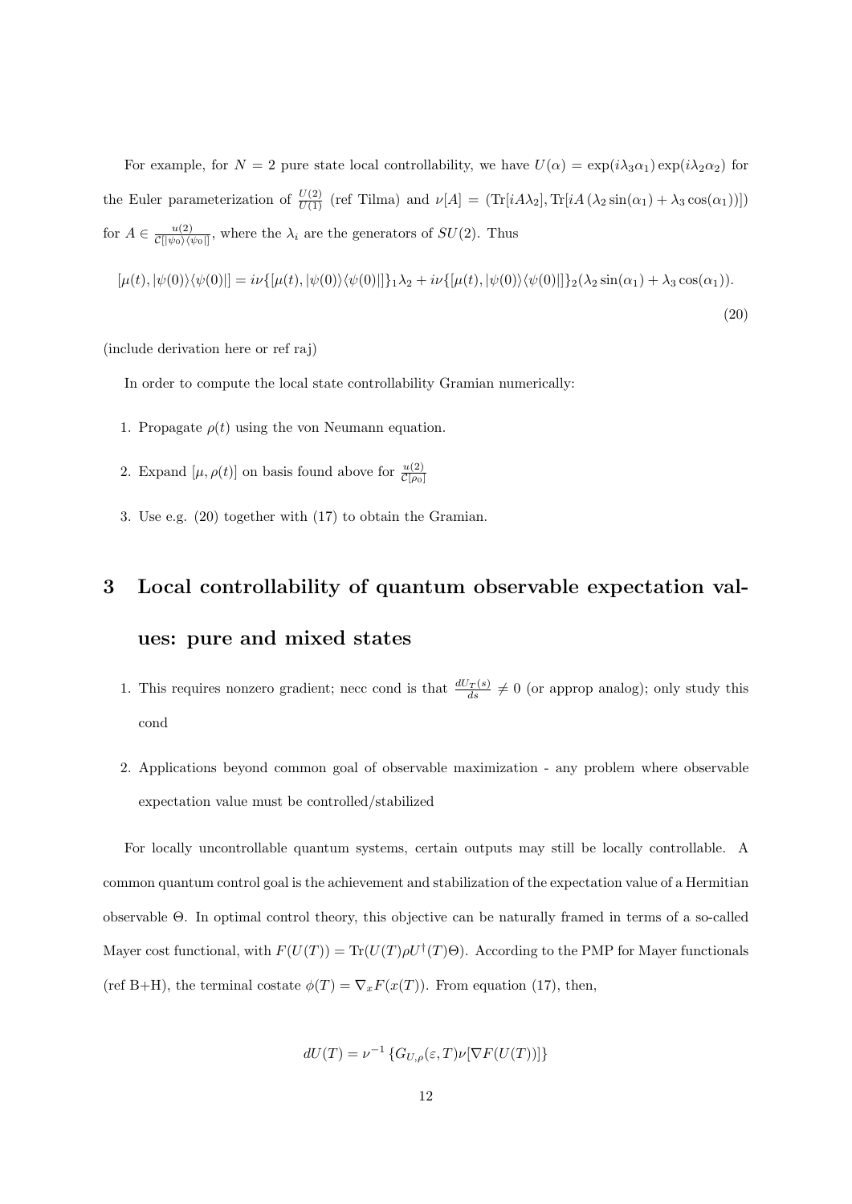For example, for $N = 2$ pure state local controllability, we have $U(\alpha) = \exp(i\lambda_3\alpha_1)\exp(i\lambda_2\alpha_2)$ for the Euler parameterization of $\frac{U(2)}{U(1)}$ (ref Tilma) and $\nu[A] = (\mathrm{Tr}[iA\lambda_2], \mathrm{Tr}[iA\,(\lambda_2 \sin(\alpha_1) + \lambda_3\cos(\alpha_1))])$ for $A \in \frac{u(2)}{\mathcal{C}[|\psi_0\rangle\langle\psi_0|]}$, where the $\lambda_i$ are the generators of $SU(2)$. Thus

$$[\mu(t), |\psi(0)\rangle\langle\psi(0)|] = i\nu\{[\mu(t), |\psi(0)\rangle\langle\psi(0)|]\}_1\lambda_2 + i\nu\{[\mu(t), |\psi(0)\rangle\langle\psi(0)|]\}_2(\lambda_2\sin(\alpha_1) + \lambda_3\cos(\alpha_1)). \tag{20}$$

(include derivation here or ref raj)

In order to compute the local state controllability Gramian numerically:

1. Propagate $\rho(t)$ using the von Neumann equation.
2. Expand $[\mu, \rho(t)]$ on basis found above for $\frac{u(2)}{\mathcal{C}[\rho_0]}$
3. Use e.g. (20) together with (17) to obtain the Gramian.

# 3 Local controllability of quantum observable expectation values: pure and mixed states

1. This requires nonzero gradient; necc cond is that $\frac{dU_T(s)}{ds} \neq 0$ (or approp analog); only study this cond
2. Applications beyond common goal of observable maximization - any problem where observable expectation value must be controlled/stabilized

For locally uncontrollable quantum systems, certain outputs may still be locally controllable. A common quantum control goal is the achievement and stabilization of the expectation value of a Hermitian observable $\Theta$. In optimal control theory, this objective can be naturally framed in terms of a so-called Mayer cost functional, with $F(U(T)) = \mathrm{Tr}(U(T)\rho U^\dagger(T)\Theta)$. According to the PMP for Mayer functionals (ref B+H), the terminal costate $\phi(T) = \nabla_x F(x(T))$. From equation (17), then,

$$dU(T) = \nu^{-1}\left\{G_{U,\rho}(\varepsilon, T)\nu[\nabla F(U(T))]\right\}$$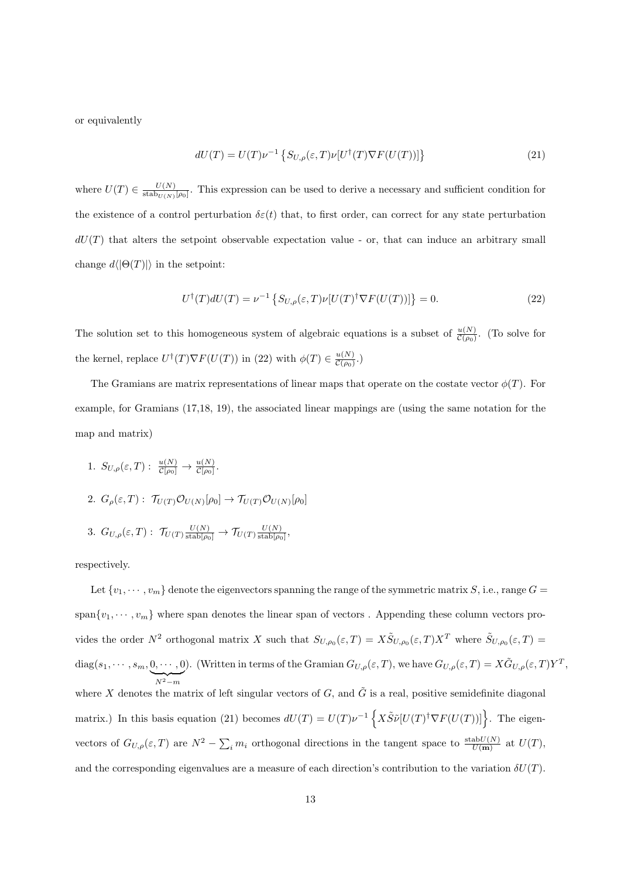or equivalently

$$dU(T) = U(T)\nu^{-1}\left\{S_{U,\rho}(\varepsilon, T)\nu[U^{\dagger}(T)\nabla F(U(T))]\right\} \tag{21}$$

where $U(T) \in \frac{U(N)}{\mathrm{stab}_{U(N)}[\rho_0]}$. This expression can be used to derive a necessary and sufficient condition for the existence of a control perturbation $\delta\varepsilon(t)$ that, to first order, can correct for any state perturbation $dU(T)$ that alters the setpoint observable expectation value - or, that can induce an arbitrary small change $d\langle|\Theta(T)|\rangle$ in the setpoint:

$$U^{\dagger}(T)dU(T) = \nu^{-1}\left\{S_{U,\rho}(\varepsilon, T)\nu[U(T)^{\dagger}\nabla F(U(T))]\right\} = 0. \tag{22}$$

The solution set to this homogeneous system of algebraic equations is a subset of $\frac{u(N)}{\mathcal{C}(\rho_0)}$. (To solve for the kernel, replace $U^{\dagger}(T)\nabla F(U(T))$ in (22) with $\phi(T) \in \frac{u(N)}{\mathcal{C}(\rho_0)}$.)

The Gramians are matrix representations of linear maps that operate on the costate vector $\phi(T)$. For example, for Gramians (17,18, 19), the associated linear mappings are (using the same notation for the map and matrix)

1. $S_{U,\rho}(\varepsilon, T): \frac{u(N)}{\mathcal{C}[\rho_0]} \to \frac{u(N)}{\mathcal{C}[\rho_0]}$.
2. $G_{\rho}(\varepsilon, T): \mathcal{T}_{U(T)}\mathcal{O}_{U(N)}[\rho_0] \to \mathcal{T}_{U(T)}\mathcal{O}_{U(N)}[\rho_0]$
3. $G_{U,\rho}(\varepsilon, T): \mathcal{T}_{U(T)}\frac{U(N)}{\mathrm{stab}[\rho_0]} \to \mathcal{T}_{U(T)}\frac{U(N)}{\mathrm{stab}[\rho_0]}$,

respectively.

Let $\{v_1, \cdots, v_m\}$ denote the eigenvectors spanning the range of the symmetric matrix $S$, i.e., range $G = \mathrm{span}\{v_1, \cdots, v_m\}$ where span denotes the linear span of vectors . Appending these column vectors provides the order $N^2$ orthogonal matrix $X$ such that $S_{U,\rho_0}(\varepsilon, T) = X\tilde{S}_{U,\rho_0}(\varepsilon, T)X^T$ where $\tilde{S}_{U,\rho_0}(\varepsilon, T) = \mathrm{diag}(s_1, \cdots, s_m, \underbrace{0, \cdots, 0}_{N^2-m})$. (Written in terms of the Gramian $G_{U,\rho}(\varepsilon, T)$, we have $G_{U,\rho}(\varepsilon, T) = X\tilde{G}_{U,\rho}(\varepsilon, T)Y^T$, where $X$ denotes the matrix of left singular vectors of $G$, and $\tilde{G}$ is a real, positive semidefinite diagonal matrix.) In this basis equation (21) becomes $dU(T) = U(T)\nu^{-1}\left\{X\tilde{S}\tilde{\nu}[U(T)^{\dagger}\nabla F(U(T))]\right\}$. The eigenvectors of $G_{U,\rho}(\varepsilon, T)$ are $N^2 - \sum_i m_i$ orthogonal directions in the tangent space to $\frac{\mathrm{stab}U(N)}{U(\mathbf{m})}$ at $U(T)$, and the corresponding eigenvalues are a measure of each direction's contribution to the variation $\delta U(T)$.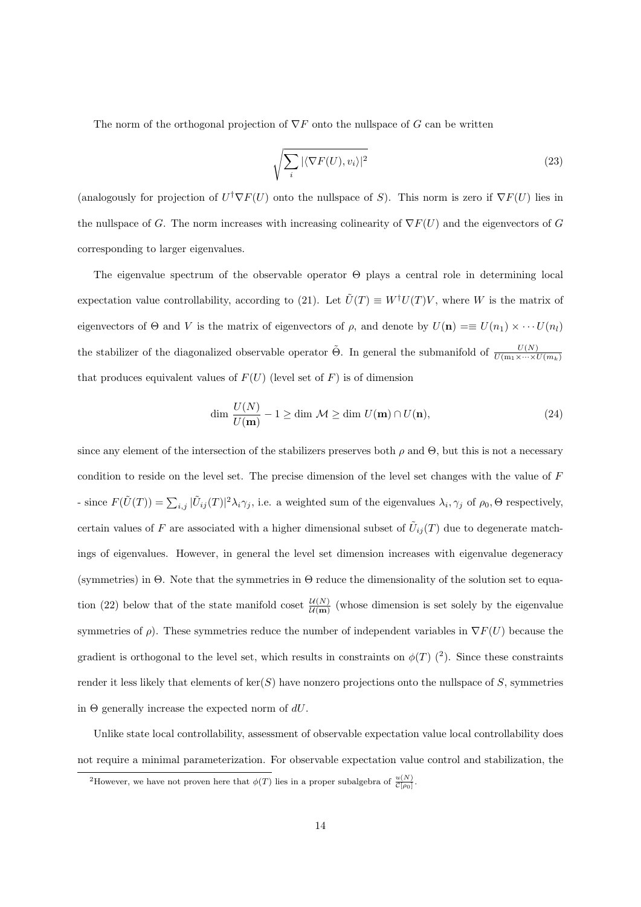The norm of the orthogonal projection of $\nabla F$ onto the nullspace of $G$ can be written

$$
\sqrt{\sum_i |\langle \nabla F(U), v_i \rangle|^2} \tag{23}
$$

(analogously for projection of $U^\dagger \nabla F(U)$ onto the nullspace of $S$). This norm is zero if $\nabla F(U)$ lies in the nullspace of $G$. The norm increases with increasing colinearity of $\nabla F(U)$ and the eigenvectors of $G$ corresponding to larger eigenvalues.

The eigenvalue spectrum of the observable operator $\Theta$ plays a central role in determining local expectation value controllability, according to (21). Let $\tilde{U}(T) \equiv W^\dagger U(T) V$, where $W$ is the matrix of eigenvectors of $\Theta$ and $V$ is the matrix of eigenvectors of $\rho$, and denote by $U(\mathbf{n}) =\equiv U(n_1) \times \cdots U(n_l)$ the stabilizer of the diagonalized observable operator $\tilde{\Theta}$. In general the submanifold of $\frac{U(N)}{U(m_1 \times \cdots \times U(m_k)}$ that produces equivalent values of $F(U)$ (level set of $F$) is of dimension

$$
\dim \frac{U(N)}{U(\mathbf{m})} - 1 \geq \dim \mathcal{M} \geq \dim U(\mathbf{m}) \cap U(\mathbf{n}), \tag{24}
$$

since any element of the intersection of the stabilizers preserves both $\rho$ and $\Theta$, but this is not a necessary condition to reside on the level set. The precise dimension of the level set changes with the value of $F$ - since $F(\tilde{U}(T)) = \sum_{i,j} |\tilde{U}_{ij}(T)|^2 \lambda_i \gamma_j$, i.e. a weighted sum of the eigenvalues $\lambda_i, \gamma_j$ of $\rho_0, \Theta$ respectively, certain values of $F$ are associated with a higher dimensional subset of $\tilde{U}_{ij}(T)$ due to degenerate matchings of eigenvalues. However, in general the level set dimension increases with eigenvalue degeneracy (symmetries) in $\Theta$. Note that the symmetries in $\Theta$ reduce the dimensionality of the solution set to equation (22) below that of the state manifold coset $\frac{\mathcal{U}(N)}{\mathcal{U}(\mathbf{m})}$ (whose dimension is set solely by the eigenvalue symmetries of $\rho$). These symmetries reduce the number of independent variables in $\nabla F(U)$ because the gradient is orthogonal to the level set, which results in constraints on $\phi(T)$ ([2]). Since these constraints render it less likely that elements of $\ker(S)$ have nonzero projections onto the nullspace of $S$, symmetries in $\Theta$ generally increase the expected norm of $dU$.

Unlike state local controllability, assessment of observable expectation value local controllability does not require a minimal parameterization. For observable expectation value control and stabilization, the

[2]However, we have not proven here that $\phi(T)$ lies in a proper subalgebra of $\frac{u(N)}{\mathcal{C}[\rho_0]}$.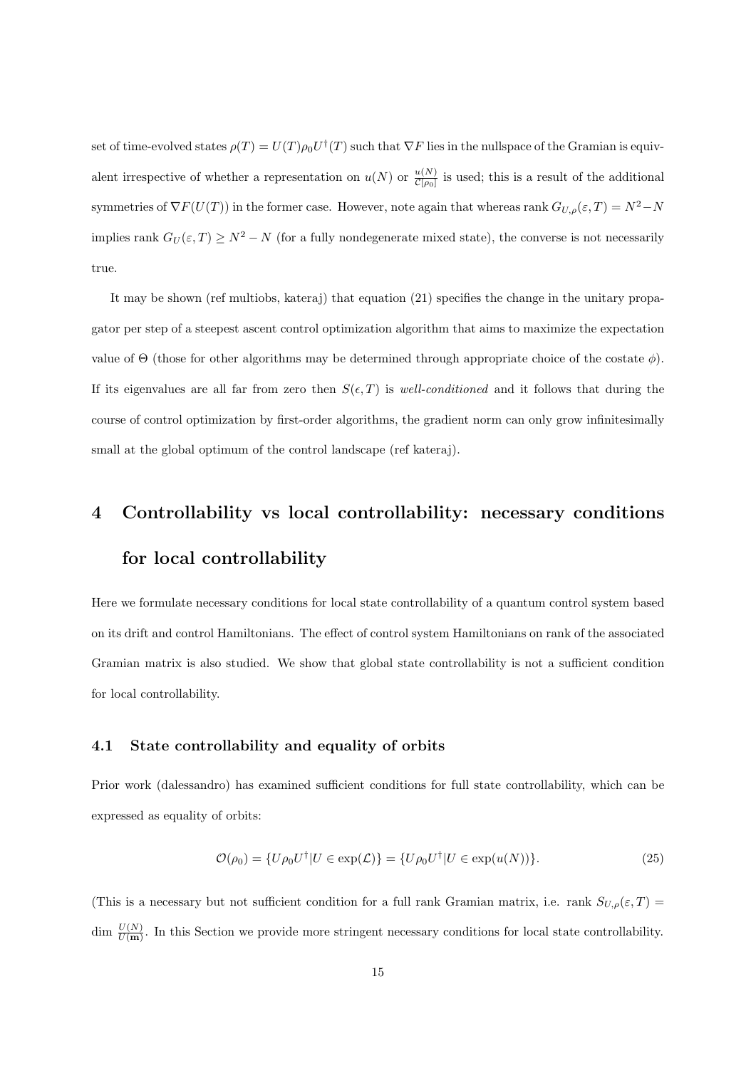set of time-evolved states $\rho(T) = U(T)\rho_0 U^\dagger(T)$ such that $\nabla F$ lies in the nullspace of the Gramian is equivalent irrespective of whether a representation on $u(N)$ or $\frac{u(N)}{\mathcal{C}[\rho_0]}$ is used; this is a result of the additional symmetries of $\nabla F(U(T))$ in the former case. However, note again that whereas rank $G_{U,\rho}(\varepsilon, T) = N^2 - N$ implies rank $G_U(\varepsilon, T) \geq N^2 - N$ (for a fully nondegenerate mixed state), the converse is not necessarily true.

It may be shown (ref multiobs, kateraj) that equation (21) specifies the change in the unitary propagator per step of a steepest ascent control optimization algorithm that aims to maximize the expectation value of $\Theta$ (those for other algorithms may be determined through appropriate choice of the costate $\phi$). If its eigenvalues are all far from zero then $S(\epsilon, T)$ is *well-conditioned* and it follows that during the course of control optimization by first-order algorithms, the gradient norm can only grow infinitesimally small at the global optimum of the control landscape (ref kateraj).

# 4 Controllability vs local controllability: necessary conditions for local controllability

Here we formulate necessary conditions for local state controllability of a quantum control system based on its drift and control Hamiltonians. The effect of control system Hamiltonians on rank of the associated Gramian matrix is also studied. We show that global state controllability is not a sufficient condition for local controllability.

## 4.1 State controllability and equality of orbits

Prior work (dalessandro) has examined sufficient conditions for full state controllability, which can be expressed as equality of orbits:

$$\mathcal{O}(\rho_0) = \{U\rho_0 U^\dagger | U \in \exp(\mathcal{L})\} = \{U\rho_0 U^\dagger | U \in \exp(u(N))\}. \tag{25}$$

(This is a necessary but not sufficient condition for a full rank Gramian matrix, i.e. rank $S_{U,\rho}(\varepsilon, T) = \dim \frac{U(N)}{U(\mathbf{m})}$. In this Section we provide more stringent necessary conditions for local state controllability.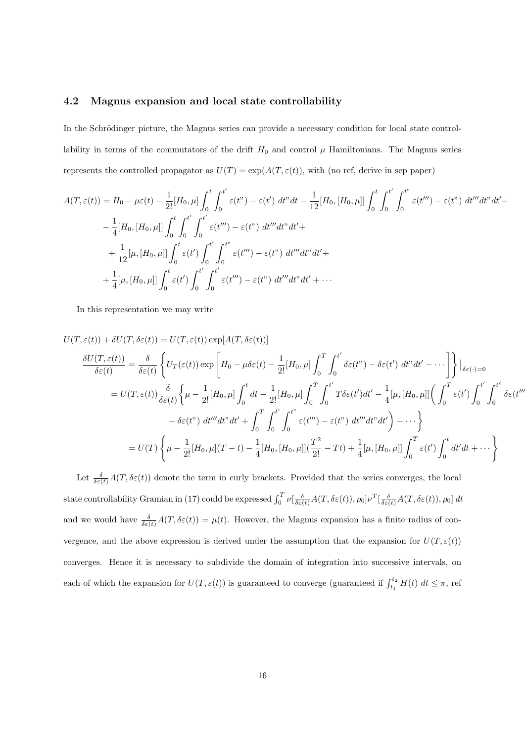### 4.2 Magnus expansion and local state controllability

In the Schrödinger picture, the Magnus series can provide a necessary condition for local state controllability in terms of the commutators of the drift $H_0$ and control $\mu$ Hamiltonians. The Magnus series represents the controlled propagator as $U(T) = \exp(A(T, \varepsilon(t)))$, with (no ref, derive in sep paper)

$$
\begin{aligned}
A(T,\varepsilon(t)) = {} & H_0 - \mu\varepsilon(t) - \frac{1}{2!}[H_0,\mu]\int_0^t\int_0^{t'} \varepsilon(t") - \varepsilon(t')\ dt"dt - \frac{1}{12}[H_0,[H_0,\mu]]\int_0^t\int_0^{t'}\int_0^{t"} \varepsilon(t''') - \varepsilon(t")\ dt'''dt"dt' + \\
& - \frac{1}{4}[H_0,[H_0,\mu]]\int_0^t\int_0^{t'}\int_0^{t'} \varepsilon(t''') - \varepsilon(t")\ dt'''dt"dt' + \\
& + \frac{1}{12}[\mu,[H_0,\mu]]\int_0^t \varepsilon(t')\int_0^{t'}\int_0^{t"} \varepsilon(t''') - \varepsilon(t")\ dt'''dt"dt' + \\
& + \frac{1}{4}[\mu,[H_0,\mu]]\int_0^t \varepsilon(t')\int_0^{t'}\int_0^{t'} \varepsilon(t''') - \varepsilon(t")\ dt'''dt"dt' + \cdots
\end{aligned}
$$

In this representation we may write

$$
\begin{aligned}
U(T,\varepsilon(t)) + \delta U(T,\delta\varepsilon(t)) &= U(T,\varepsilon(t))\exp[A(T,\delta\varepsilon(t))] \\
\frac{\delta U(T,\varepsilon(t))}{\delta\varepsilon(t)} &= \frac{\delta}{\delta\varepsilon(t)}\left\{U_T(\varepsilon(t))\exp\left[H_0 - \mu\delta\varepsilon(t) - \frac{1}{2!}[H_0,\mu]\int_0^T\int_0^{t'} \delta\varepsilon(t") - \delta\varepsilon(t')\ dt"dt' - \cdots\right]\right\}\Big|_{\delta\varepsilon(\cdot)=0} \\
&= U(T,\varepsilon(t))\frac{\delta}{\delta\varepsilon(t)}\Big\{\mu - \frac{1}{2!}[H_0,\mu]\int_0^t dt - \frac{1}{2!}[H_0,\mu]\int_0^T\int_0^{t'} T\delta\varepsilon(t')dt' - \frac{1}{4}[\mu,[H_0,\mu]]\Big(\int_0^T \varepsilon(t')\int_0^{t'}\int_0^{t"}\delta\varepsilon(t''' \\
&\qquad - \delta\varepsilon(t")\ dt'''dt"dt' + \int_0^T\int_0^{t'}\int_0^{t"} \varepsilon(t''') - \varepsilon(t")\ dt'''dt"dt'\Big) - \cdots\Big\} \\
&= U(T)\left\{\mu - \frac{1}{2!}[H_0,\mu](T-t) - \frac{1}{4}[H_0,[H_0,\mu]](\frac{T^2}{2!} - Tt) + \frac{1}{4}[\mu,[H_0,\mu]]\int_0^T \varepsilon(t')\int_0^t dt'dt + \cdots\right\}
\end{aligned}
$$

Let $\frac{\delta}{\delta\varepsilon(t)}A(T,\delta\varepsilon(t))$ denote the term in curly brackets. Provided that the series converges, the local state controllability Gramian in (17) could be expressed $\int_0^T \nu[\frac{\delta}{\delta\varepsilon(t)}A(T,\delta\varepsilon(t)),\rho_0]\nu^T[\frac{\delta}{\delta\varepsilon(t)}A(T,\delta\varepsilon(t)),\rho_0]\ dt$ and we would have $\frac{\delta}{\delta\varepsilon(t)}A(T,\delta\varepsilon(t)) = \mu(t)$. However, the Magnus expansion has a finite radius of convergence, and the above expression is derived under the assumption that the expansion for $U(T,\varepsilon(t))$ converges. Hence it is necessary to subdivide the domain of integration into successive intervals, on each of which the expansion for $U(T,\varepsilon(t))$ is guaranteed to converge (guaranteed if $\int_{t_1}^{t_2} H(t)\ dt \leq \pi$, ref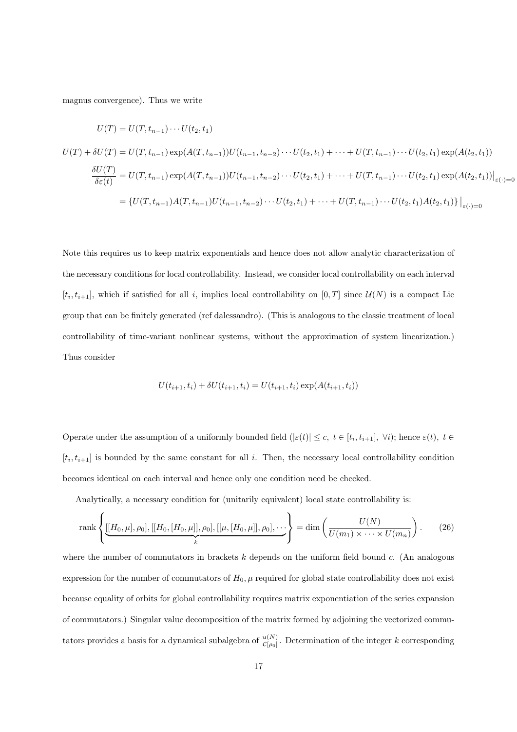magnus convergence). Thus we write

$$U(T) = U(T, t_{n-1}) \cdots U(t_2, t_1)$$

$$U(T) + \delta U(T) = U(T, t_{n-1}) \exp(A(T, t_{n-1})) U(t_{n-1}, t_{n-2}) \cdots U(t_2, t_1) + \cdots + U(T, t_{n-1}) \cdots U(t_2, t_1) \exp(A(t_2, t_1))$$

$$\frac{\delta U(T)}{\delta \varepsilon(t)} = U(T, t_{n-1}) \exp(A(T, t_{n-1})) U(t_{n-1}, t_{n-2}) \cdots U(t_2, t_1) + \cdots + U(T, t_{n-1}) \cdots U(t_2, t_1) \exp(A(t_2, t_1)) \Big|_{\varepsilon(\cdot)=0}$$

$$= \{ U(T, t_{n-1}) A(T, t_{n-1}) U(t_{n-1}, t_{n-2}) \cdots U(t_2, t_1) + \cdots + U(T, t_{n-1}) \cdots U(t_2, t_1) A(t_2, t_1) \} \big|_{\varepsilon(\cdot)=0}$$

Note this requires us to keep matrix exponentials and hence does not allow analytic characterization of the necessary conditions for local controllability. Instead, we consider local controllability on each interval $[t_i, t_{i+1}]$, which if satisfied for all $i$, implies local controllability on $[0, T]$ since $\mathcal{U}(N)$ is a compact Lie group that can be finitely generated (ref dalessandro). (This is analogous to the classic treatment of local controllability of time-variant nonlinear systems, without the approximation of system linearization.) Thus consider

$$U(t_{i+1}, t_i) + \delta U(t_{i+1}, t_i) = U(t_{i+1}, t_i) \exp(A(t_{i+1}, t_i))$$

Operate under the assumption of a uniformly bounded field ($|\varepsilon(t)| \leq c,\ t \in [t_i, t_{i+1}],\ \forall i$); hence $\varepsilon(t),\ t \in [t_i, t_{i+1}]$ is bounded by the same constant for all $i$. Then, the necessary local controllability condition becomes identical on each interval and hence only one condition need be checked.

Analytically, a necessary condition for (unitarily equivalent) local state controllability is:

$$\mathrm{rank} \left\{ \underbrace{[[H_0, \mu], \rho_0], [[H_0, [H_0, \mu]], \rho_0], [[\mu, [H_0, \mu]], \rho_0], \cdots}_{k} \right\} = \dim \left( \frac{U(N)}{U(m_1) \times \cdots \times U(m_n)} \right). \tag{26}$$

where the number of commutators in brackets $k$ depends on the uniform field bound $c$. (An analogous expression for the number of commutators of $H_0, \mu$ required for global state controllability does not exist because equality of orbits for global controllability requires matrix exponentiation of the series expansion of commutators.) Singular value decomposition of the matrix formed by adjoining the vectorized commutators provides a basis for a dynamical subalgebra of $\frac{u(N)}{C[\rho_0]}$. Determination of the integer $k$ corresponding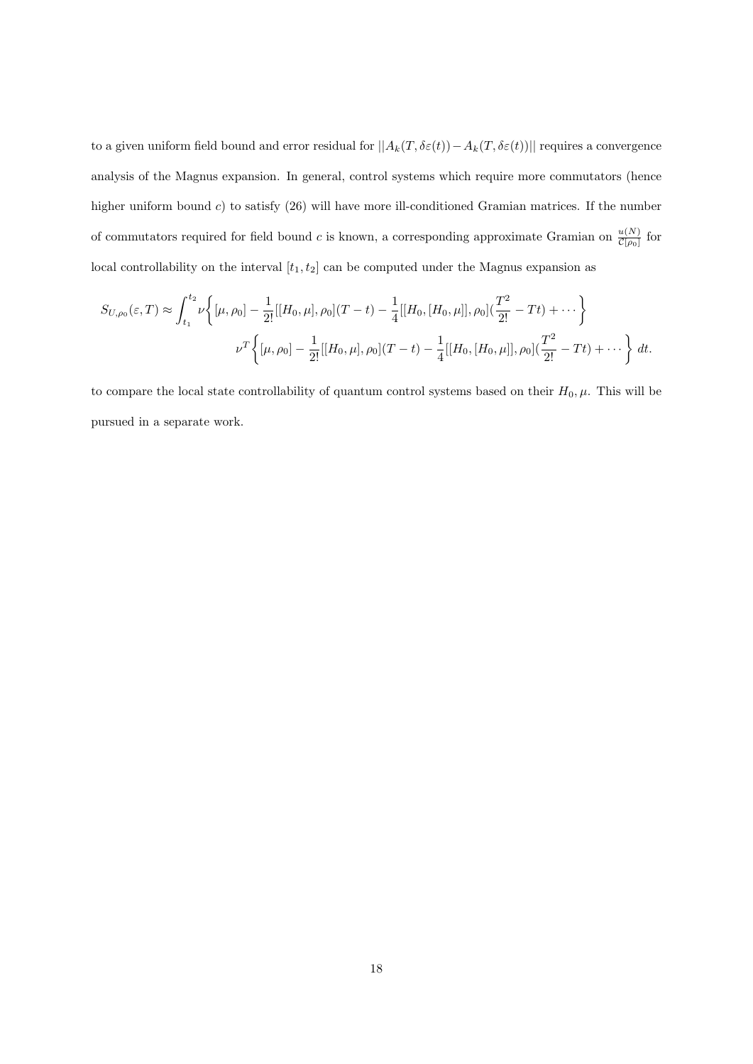to a given uniform field bound and error residual for $||A_k(T, \delta\varepsilon(t)) - A_k(T, \delta\varepsilon(t))||$ requires a convergence analysis of the Magnus expansion. In general, control systems which require more commutators (hence higher uniform bound $c$) to satisfy (26) will have more ill-conditioned Gramian matrices. If the number of commutators required for field bound $c$ is known, a corresponding approximate Gramian on $\frac{u(N)}{\mathcal{C}[\rho_0]}$ for local controllability on the interval $[t_1, t_2]$ can be computed under the Magnus expansion as

$$
\begin{aligned}
S_{U,\rho_0}(\varepsilon, T) \approx \int_{t_1}^{t_2} \nu \Big\{ [\mu, \rho_0] - \frac{1}{2!}[[H_0, \mu], \rho_0](T-t) - \frac{1}{4}[[H_0, [H_0, \mu]], \rho_0](\frac{T^2}{2!} - Tt) + \cdots \Big\} \\
\nu^T \Big\{ [\mu, \rho_0] - \frac{1}{2!}[[H_0, \mu], \rho_0](T-t) - \frac{1}{4}[[H_0, [H_0, \mu]], \rho_0](\frac{T^2}{2!} - Tt) + \cdots \Big\} \, dt.
\end{aligned}
$$

to compare the local state controllability of quantum control systems based on their $H_0, \mu$. This will be pursued in a separate work.